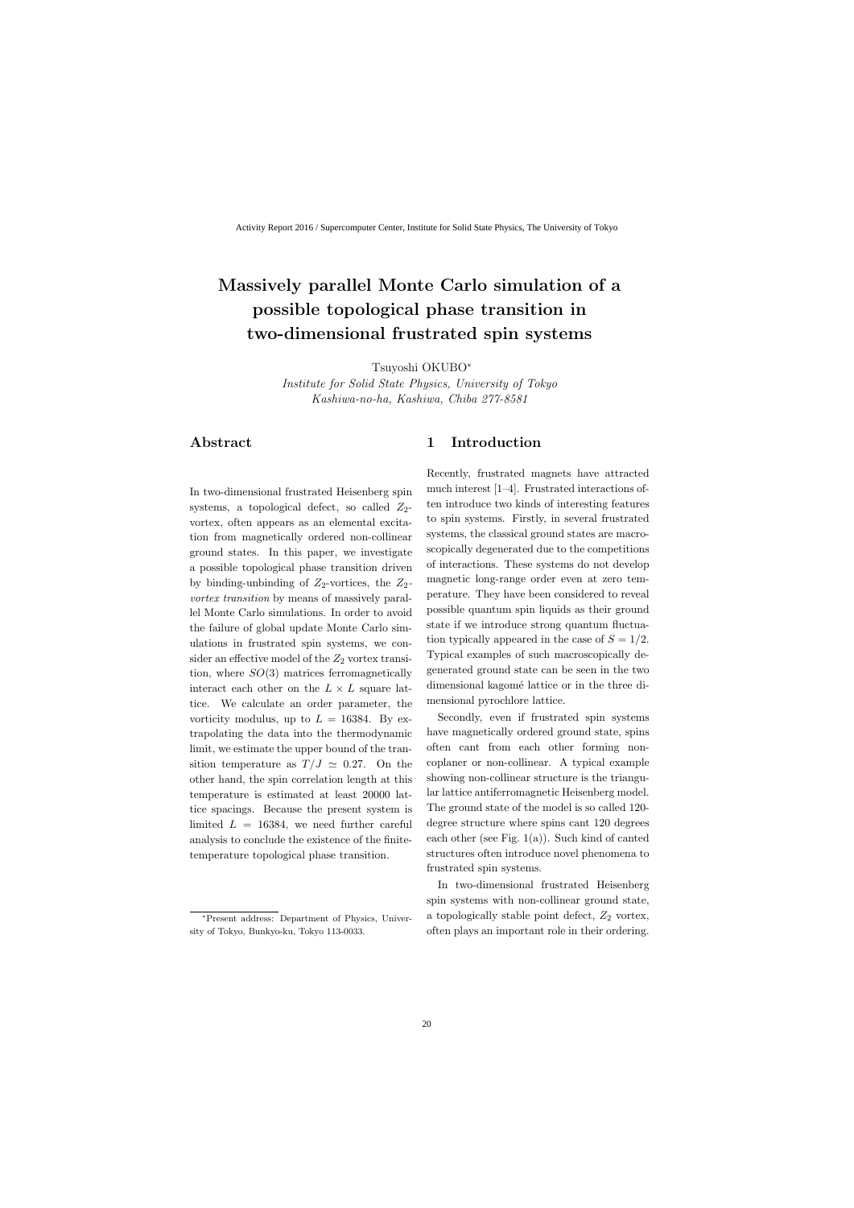# Massively parallel Monte Carlo simulation of a possible topological phase transition in two-dimensional frustrated spin systems

Tsuyoshi OKUBO*

*Institute for Solid State Physics, University of Tokyo*
*Kashiwa-no-ha, Kashiwa, Chiba 277-8581*

## Abstract

In two-dimensional frustrated Heisenberg spin systems, a topological defect, so called $Z_2$-vortex, often appears as an elemental excitation from magnetically ordered non-collinear ground states. In this paper, we investigate a possible topological phase transition driven by binding-unbinding of $Z_2$-vortices, the $Z_2$-*vortex transition* by means of massively parallel Monte Carlo simulations. In order to avoid the failure of global update Monte Carlo simulations in frustrated spin systems, we consider an effective model of the $Z_2$ vortex transition, where $SO(3)$ matrices ferromagnetically interact each other on the $L \times L$ square lattice. We calculate an order parameter, the vorticity modulus, up to $L = 16384$. By extrapolating the data into the thermodynamic limit, we estimate the upper bound of the transition temperature as $T/J \simeq 0.27$. On the other hand, the spin correlation length at this temperature is estimated at least 20000 lattice spacings. Because the present system is limited $L = 16384$, we need further careful analysis to conclude the existence of the finite-temperature topological phase transition.

*Present address: Department of Physics, University of Tokyo, Bunkyo-ku, Tokyo 113-0033.

## 1 Introduction

Recently, frustrated magnets have attracted much interest [1–4]. Frustrated interactions often introduce two kinds of interesting features to spin systems. Firstly, in several frustrated systems, the classical ground states are macroscopically degenerated due to the competitions of interactions. These systems do not develop magnetic long-range order even at zero temperature. They have been considered to reveal possible quantum spin liquids as their ground state if we introduce strong quantum fluctuation typically appeared in the case of $S = 1/2$. Typical examples of such macroscopically degenerated ground state can be seen in the two dimensional kagomé lattice or in the three dimensional pyrochlore lattice.

Secondly, even if frustrated spin systems have magnetically ordered ground state, spins often cant from each other forming noncoplaner or non-collinear. A typical example showing non-collinear structure is the triangular lattice antiferromagnetic Heisenberg model. The ground state of the model is so called 120-degree structure where spins cant 120 degrees each other (see Fig. 1(a)). Such kind of canted structures often introduce novel phenomena to frustrated spin systems.

In two-dimensional frustrated Heisenberg spin systems with non-collinear ground state, a topologically stable point defect, $Z_2$ vortex, often plays an important role in their ordering.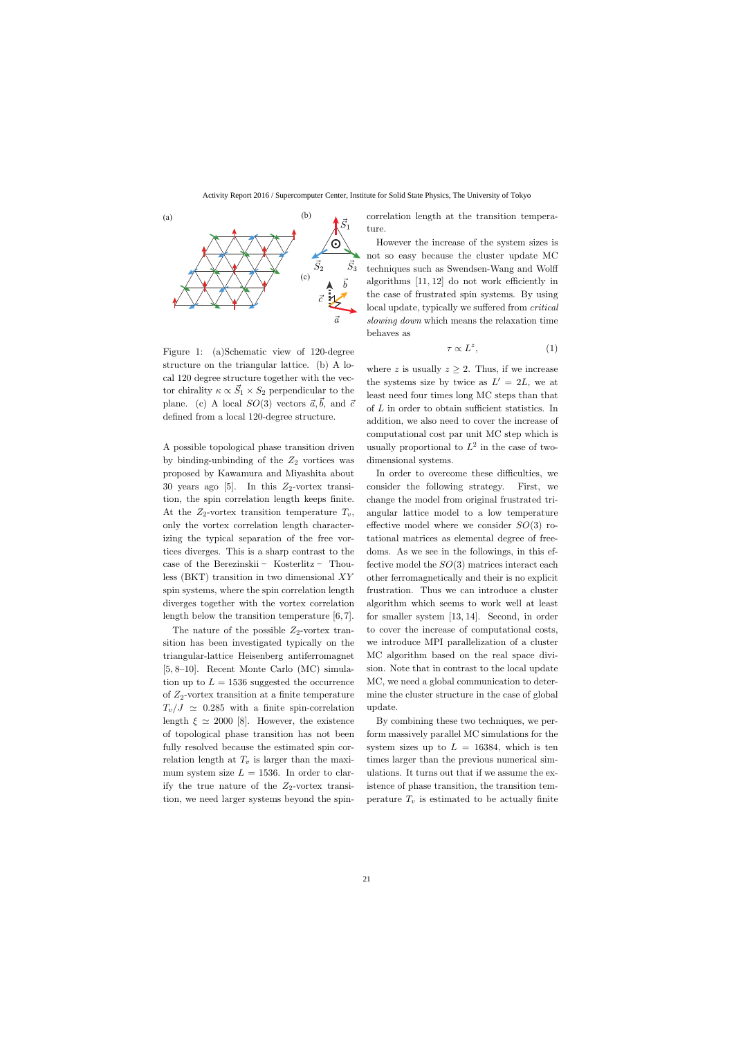Figure 1: (a)Schematic view of 120-degree structure on the triangular lattice. (b) A local 120 degree structure together with the vector chirality $\kappa \propto \vec{S}_1 \times S_2$ perpendicular to the plane. (c) A local $SO(3)$ vectors $\vec{a}, \vec{b}$, and $\vec{c}$ defined from a local 120-degree structure.

A possible topological phase transition driven by binding-unbinding of the $Z_2$ vortices was proposed by Kawamura and Miyashita about 30 years ago [5]. In this $Z_2$-vortex transition, the spin correlation length keeps finite. At the $Z_2$-vortex transition temperature $T_v$, only the vortex correlation length characterizing the typical separation of the free vortices diverges. This is a sharp contrast to the case of the Berezinskii – Kosterlitz – Thouless (BKT) transition in two dimensional $XY$ spin systems, where the spin correlation length diverges together with the vortex correlation length below the transition temperature [6, 7].

The nature of the possible $Z_2$-vortex transition has been investigated typically on the triangular-lattice Heisenberg antiferromagnet [5, 8–10]. Recent Monte Carlo (MC) simulation up to $L = 1536$ suggested the occurrence of $Z_2$-vortex transition at a finite temperature $T_v/J \simeq 0.285$ with a finite spin-correlation length $\xi \simeq 2000$ [8]. However, the existence of topological phase transition has not been fully resolved because the estimated spin correlation length at $T_v$ is larger than the maximum system size $L = 1536$. In order to clarify the true nature of the $Z_2$-vortex transition, we need larger systems beyond the spin-correlation length at the transition temperature.

However the increase of the system sizes is not so easy because the cluster update MC techniques such as Swendsen-Wang and Wolff algorithms [11, 12] do not work efficiently in the case of frustrated spin systems. By using local update, typically we suffered from *critical slowing down* which means the relaxation time behaves as

$$\tau \propto L^z, \tag{1}$$

where $z$ is usually $z \geq 2$. Thus, if we increase the systems size by twice as $L' = 2L$, we at least need four times long MC steps than that of $L$ in order to obtain sufficient statistics. In addition, we also need to cover the increase of computational cost par unit MC step which is usually proportional to $L^2$ in the case of two-dimensional systems.

In order to overcome these difficulties, we consider the following strategy. First, we change the model from original frustrated triangular lattice model to a low temperature effective model where we consider $SO(3)$ rotational matrices as elemental degree of freedoms. As we see in the followings, in this effective model the $SO(3)$ matrices interact each other ferromagnetically and their is no explicit frustration. Thus we can introduce a cluster algorithm which seems to work well at least for smaller system [13, 14]. Second, in order to cover the increase of computational costs, we introduce MPI parallelization of a cluster MC algorithm based on the real space division. Note that in contrast to the local update MC, we need a global communication to determine the cluster structure in the case of global update.

By combining these two techniques, we perform massively parallel MC simulations for the system sizes up to $L = 16384$, which is ten times larger than the previous numerical simulations. It turns out that if we assume the existence of phase transition, the transition temperature $T_v$ is estimated to be actually finite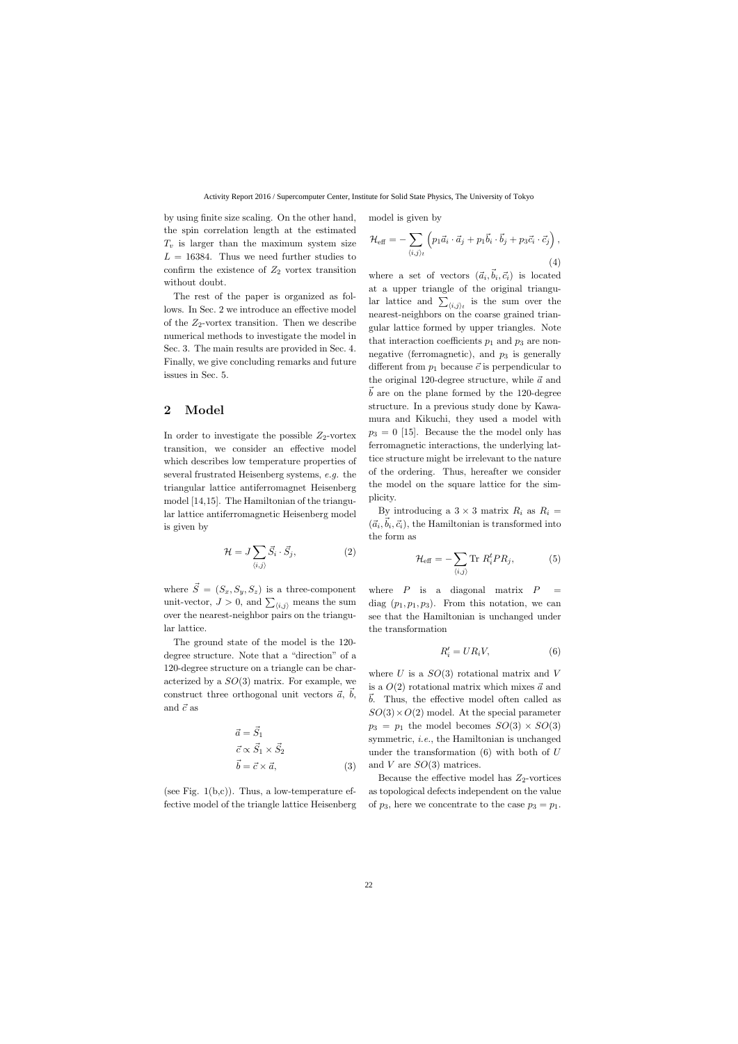by using finite size scaling. On the other hand, the spin correlation length at the estimated $T_v$ is larger than the maximum system size $L = 16384$. Thus we need further studies to confirm the existence of $Z_2$ vortex transition without doubt.

The rest of the paper is organized as follows. In Sec. 2 we introduce an effective model of the $Z_2$-vortex transition. Then we describe numerical methods to investigate the model in Sec. 3. The main results are provided in Sec. 4. Finally, we give concluding remarks and future issues in Sec. 5.

## 2 Model

In order to investigate the possible $Z_2$-vortex transition, we consider an effective model which describes low temperature properties of several frustrated Heisenberg systems, *e.g.* the triangular lattice antiferromagnet Heisenberg model [14,15]. The Hamiltonian of the triangular lattice antiferromagnetic Heisenberg model is given by

$$\mathcal{H} = J \sum_{\langle i,j \rangle} \vec{S}_i \cdot \vec{S}_j, \tag{2}$$

where $\vec{S} = (S_x, S_y, S_z)$ is a three-component unit-vector, $J > 0$, and $\sum_{\langle i,j \rangle}$ means the sum over the nearest-neighbor pairs on the triangular lattice.

The ground state of the model is the 120-degree structure. Note that a "direction" of a 120-degree structure on a triangle can be characterized by a $SO(3)$ matrix. For example, we construct three orthogonal unit vectors $\vec{a}$, $\vec{b}$, and $\vec{c}$ as

$$\begin{aligned} \vec{a} &= \vec{S}_1 \\ \vec{c} &\propto \vec{S}_1 \times \vec{S}_2 \\ \vec{b} &= \vec{c} \times \vec{a}, \end{aligned} \tag{3}$$

(see Fig. 1(b,c)). Thus, a low-temperature effective model of the triangle lattice Heisenberg model is given by

$$\mathcal{H}_{\text{eff}} = - \sum_{\langle i,j \rangle_t} \left( p_1 \vec{a}_i \cdot \vec{a}_j + p_1 \vec{b}_i \cdot \vec{b}_j + p_3 \vec{c}_i \cdot \vec{c}_j \right), \tag{4}$$

where a set of vectors $(\vec{a}_i, \vec{b}_i, \vec{c}_i)$ is located at a upper triangle of the original triangular lattice and $\sum_{\langle i,j \rangle_t}$ is the sum over the nearest-neighbors on the coarse grained triangular lattice formed by upper triangles. Note that interaction coefficients $p_1$ and $p_3$ are non-negative (ferromagnetic), and $p_3$ is generally different from $p_1$ because $\vec{c}$ is perpendicular to the original 120-degree structure, while $\vec{a}$ and $\vec{b}$ are on the plane formed by the 120-degree structure. In a previous study done by Kawamura and Kikuchi, they used a model with $p_3 = 0$ [15]. Because the the model only has ferromagnetic interactions, the underlying lattice structure might be irrelevant to the nature of the ordering. Thus, hereafter we consider the model on the square lattice for the simplicity.

By introducing a $3 \times 3$ matrix $R_i$ as $R_i = (\vec{a}_i, \vec{b}_i, \vec{c}_i)$, the Hamiltonian is transformed into the form as

$$\mathcal{H}_{\text{eff}} = - \sum_{\langle i,j \rangle} \text{Tr } R_i^t P R_j, \tag{5}$$

where $P$ is a diagonal matrix $P = \text{diag } (p_1, p_1, p_3)$. From this notation, we can see that the Hamiltonian is unchanged under the transformation

$$R_i' = U R_i V, \tag{6}$$

where $U$ is a $SO(3)$ rotational matrix and $V$ is a $O(2)$ rotational matrix which mixes $\vec{a}$ and $\vec{b}$. Thus, the effective model often called as $SO(3) \times O(2)$ model. At the special parameter $p_3 = p_1$ the model becomes $SO(3) \times SO(3)$ symmetric, *i.e.*, the Hamiltonian is unchanged under the transformation (6) with both of $U$ and $V$ are $SO(3)$ matrices.

Because the effective model has $Z_2$-vortices as topological defects independent on the value of $p_3$, here we concentrate to the case $p_3 = p_1$.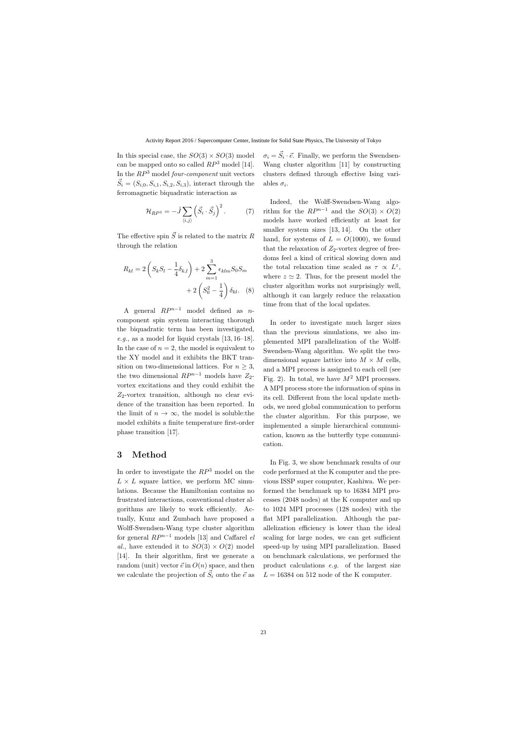In this special case, the $SO(3) \times SO(3)$ model can be mapped onto so called $RP^3$ model [14]. In the $RP^3$ model *four-component* unit vectors $\vec{S}_i = (S_{i,0}, S_{i,1}, S_{i,2}, S_{i,3})$, interact through the ferromagnetic biquadratic interaction as

$$\mathcal{H}_{RP^3} = -\tilde{J} \sum_{\langle i,j \rangle} \left( \vec{S}_i \cdot \vec{S}_j \right)^2. \quad (7)$$

The effective spin $\vec{S}$ is related to the matrix $R$ through the relation

$$R_{kl} = 2\left( S_k S_l - \frac{1}{4}\delta_{k,l} \right) + 2\sum_{m=1}^{3} \epsilon_{klm} S_0 S_m + 2\left( S_0^2 - \frac{1}{4} \right)\delta_{kl}. \quad (8)$$

A general $RP^{n-1}$ model defined as $n$-component spin system interacting thorough the biquadratic term has been investigated, *e.g.*, as a model for liquid crystals [13, 16–18]. In the case of $n = 2$, the model is equivalent to the XY model and it exhibits the BKT transition on two-dimensional lattices. For $n \geq 3$, the two dimensional $RP^{n-1}$ models have $Z_2$-vortex excitations and they could exhibit the $Z_2$-vortex transition, although no clear evidence of the transition has been reported. In the limit of $n \to \infty$, the model is soluble:the model exhibits a finite temperature first-order phase transition [17].

## 3 Method

In order to investigate the $RP^3$ model on the $L \times L$ square lattice, we perform MC simulations. Because the Hamiltonian contains no frustrated interactions, conventional cluster algorithms are likely to work efficiently. Actually, Kunz and Zumbach have proposed a Wolff-Swendsen-Wang type cluster algorithm for general $RP^{n-1}$ models [13] and Caffarel *el al.*, have extended it to $SO(3) \times O(2)$ model [14]. In their algorithm, first we generate a random (unit) vector $\vec{e}$ in $O(n)$ space, and then we calculate the projection of $\vec{S}_i$ onto the $\vec{e}$ as $\sigma_i = \vec{S}_i \cdot \vec{e}$. Finally, we perform the Swendsen-Wang cluster algorithm [11] by constructing clusters defined through effective Ising variables $\sigma_i$.

Indeed, the Wolff-Swendsen-Wang algorithm for the $RP^{n-1}$ and the $SO(3) \times O(2)$ models have worked efficiently at least for smaller system sizes [13, 14]. On the other hand, for systems of $L = O(1000)$, we found that the relaxation of $Z_2$-vortex degree of freedoms feel a kind of critical slowing down and the total relaxation time scaled as $\tau \propto L^z$, where $z \simeq 2$. Thus, for the present model the cluster algorithm works not surprisingly well, although it can largely reduce the relaxation time from that of the local updates.

In order to investigate much larger sizes than the previous simulations, we also implemented MPI parallelization of the Wolff-Swendsen-Wang algorithm. We split the two-dimensional square lattice into $M \times M$ cells, and a MPI process is assigned to each cell (see Fig. 2). In total, we have $M^2$ MPI processes. A MPI process store the information of spins in its cell. Different from the local update methods, we need global communication to perform the cluster algorithm. For this purpose, we implemented a simple hierarchical communication, known as the butterfly type communication.

In Fig. 3, we show benchmark results of our code performed at the K computer and the previous ISSP super computer, Kashiwa. We performed the benchmark up to 16384 MPI processes (2048 nodes) at the K computer and up to 1024 MPI processes (128 nodes) with the flat MPI parallelization. Although the parallelization efficiency is lower than the ideal scaling for large nodes, we can get sufficient speed-up by using MPI parallelization. Based on benchmark calculations, we performed the product calculations *e.g.* of the largest size $L = 16384$ on 512 node of the K computer.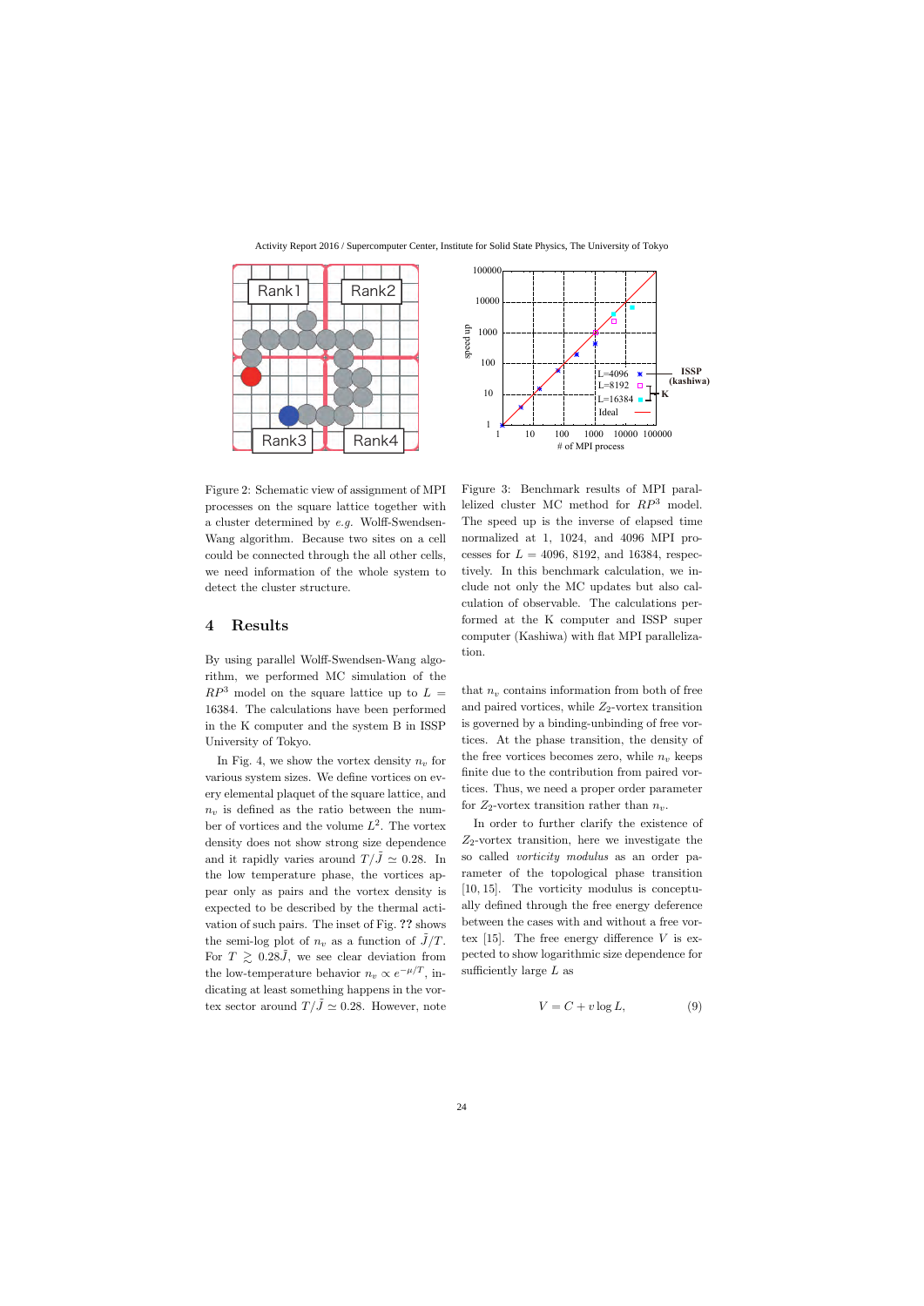Figure 2: Schematic view of assignment of MPI processes on the square lattice together with a cluster determined by *e.g.* Wolff-Swendsen-Wang algorithm. Because two sites on a cell could be connected through the all other cells, we need information of the whole system to detect the cluster structure.

Figure 3: Benchmark results of MPI parallelized cluster MC method for $RP^3$ model. The speed up is the inverse of elapsed time normalized at 1, 1024, and 4096 MPI processes for $L = 4096$, 8192, and 16384, respectively. In this benchmark calculation, we include not only the MC updates but also calculation of observable. The calculations performed at the K computer and ISSP super computer (Kashiwa) with flat MPI parallelization.

## 4 Results

By using parallel Wolff-Swendsen-Wang algorithm, we performed MC simulation of the $RP^3$ model on the square lattice up to $L = 16384$. The calculations have been performed in the K computer and the system B in ISSP University of Tokyo.

In Fig. 4, we show the vortex density $n_v$ for various system sizes. We define vortices on every elemental plaquet of the square lattice, and $n_v$ is defined as the ratio between the number of vortices and the volume $L^2$. The vortex density does not show strong size dependence and it rapidly varies around $T/\tilde{J} \simeq 0.28$. In the low temperature phase, the vortices appear only as pairs and the vortex density is expected to be described by the thermal activation of such pairs. The inset of Fig. ?? shows the semi-log plot of $n_v$ as a function of $\tilde{J}/T$. For $T \gtrsim 0.28\tilde{J}$, we see clear deviation from the low-temperature behavior $n_v \propto e^{-\mu/T}$, indicating at least something happens in the vortex sector around $T/\tilde{J} \simeq 0.28$. However, note that $n_v$ contains information from both of free and paired vortices, while $Z_2$-vortex transition is governed by a binding-unbinding of free vortices. At the phase transition, the density of the free vortices becomes zero, while $n_v$ keeps finite due to the contribution from paired vortices. Thus, we need a proper order parameter for $Z_2$-vortex transition rather than $n_v$.

In order to further clarify the existence of $Z_2$-vortex transition, here we investigate the so called *vorticity modulus* as an order parameter of the topological phase transition [10, 15]. The vorticity modulus is conceptually defined through the free energy deference between the cases with and without a free vortex [15]. The free energy difference $V$ is expected to show logarithmic size dependence for sufficiently large $L$ as

$$V = C + v \log L, \tag{9}$$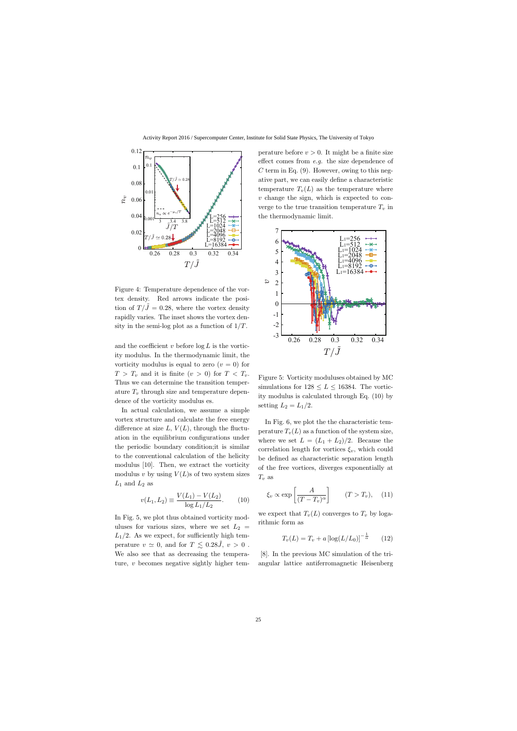Figure 4: Temperature dependence of the vortex density. Red arrows indicate the position of $T/\tilde{J} = 0.28$, where the vortex density rapidly varies. The inset shows the vortex density in the semi-log plot as a function of $1/T$.

and the coefficient $v$ before $\log L$ is the vorticity modulus. In the thermodynamic limit, the vorticity modulus is equal to zero ($v = 0$) for $T > T_v$ and it is finite ($v > 0$) for $T < T_v$. Thus we can determine the transition temperature $T_v$ through size and temperature dependence of the vorticity modulus es.

In actual calculation, we assume a simple vortex structure and calculate the free energy difference at size $L$, $V(L)$, through the fluctuation in the equilibrium configurations under the periodic boundary condition;it is similar to the conventional calculation of the helicity modulus [10]. Then, we extract the vorticity modulus $v$ by using $V(L)$s of two system sizes $L_1$ and $L_2$ as

$$v(L_1, L_2) \equiv \frac{V(L_1) - V(L_2)}{\log L_1/L_2}. \qquad (10)$$

In Fig. 5, we plot thus obtained vorticity moduluses for various sizes, where we set $L_2 = L_1/2$. As we expect, for sufficiently high temperature $v \simeq 0$, and for $T \lesssim 0.28\tilde{J}$, $v > 0$ . We also see that as decreasing the temperature, $v$ becomes negative sightly higher temperature before $v > 0$. It might be a finite size effect comes from *e.g.* the size dependence of $C$ term in Eq. (9). However, owing to this negative part, we can easily define a characteristic temperature $T_v(L)$ as the temperature where $v$ change the sign, which is expected to converge to the true transition temperature $T_v$ in the thermodynamic limit.

Figure 5: Vorticity moduluses obtained by MC simulations for $128 \leq L \leq 16384$. The vorticity modulus is calculated through Eq. (10) by setting $L_2 = L_1/2$.

In Fig. 6, we plot the the characteristic temperature $T_v(L)$ as a function of the system size, where we set $L = (L_1 + L_2)/2$. Because the correlation length for vortices $\xi_v$, which could be defined as characteristic separation length of the free vortices, diverges exponentially at $T_v$ as

$$\xi_v \propto \exp\left[\frac{A}{(T - T_v)^{\alpha}}\right] \qquad (T > T_v), \quad (11)$$

we expect that $T_v(L)$ converges to $T_v$ by logarithmic form as

$$T_v(L) = T_v + a\left[\log(L/L_0)\right]^{-\frac{1}{\alpha}} \qquad (12)$$

[8]. In the previous MC simulation of the triangular lattice antiferromagnetic Heisenberg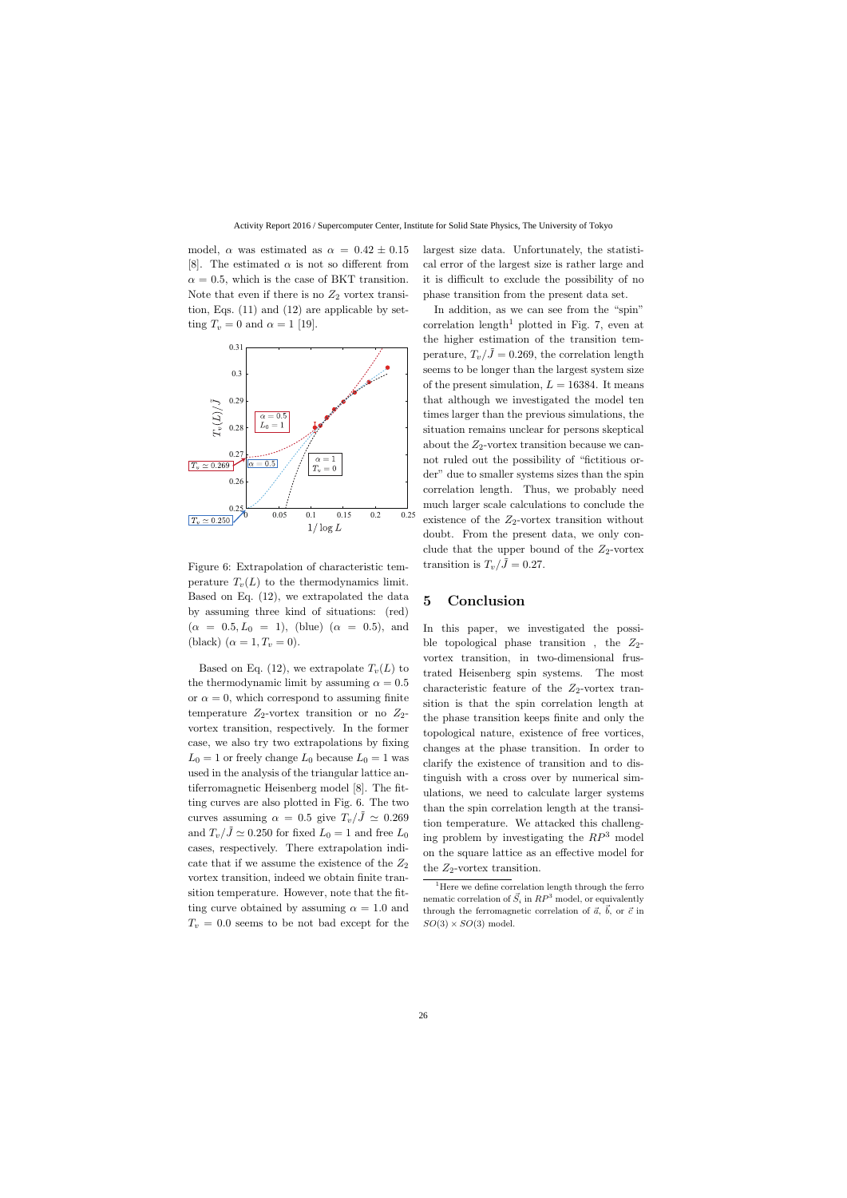model, $\alpha$ was estimated as $\alpha = 0.42 \pm 0.15$ [8]. The estimated $\alpha$ is not so different from $\alpha = 0.5$, which is the case of BKT transition. Note that even if there is no $Z_2$ vortex transition, Eqs. (11) and (12) are applicable by setting $T_v = 0$ and $\alpha = 1$ [19].

Figure 6: Extrapolation of characteristic temperature $T_v(L)$ to the thermodynamics limit. Based on Eq. (12), we extrapolated the data by assuming three kind of situations: (red) ($\alpha = 0.5, L_0 = 1$), (blue) ($\alpha = 0.5$), and (black) ($\alpha = 1, T_v = 0$).

Based on Eq. (12), we extrapolate $T_v(L)$ to the thermodynamic limit by assuming $\alpha = 0.5$ or $\alpha = 0$, which correspond to assuming finite temperature $Z_2$-vortex transition or no $Z_2$-vortex transition, respectively. In the former case, we also try two extrapolations by fixing $L_0 = 1$ or freely change $L_0$ because $L_0 = 1$ was used in the analysis of the triangular lattice antiferromagnetic Heisenberg model [8]. The fitting curves are also plotted in Fig. 6. The two curves assuming $\alpha = 0.5$ give $T_v/\tilde{J} \simeq 0.269$ and $T_v/\tilde{J} \simeq 0.250$ for fixed $L_0 = 1$ and free $L_0$ cases, respectively. There extrapolation indicate that if we assume the existence of the $Z_2$ vortex transition, indeed we obtain finite transition temperature. However, note that the fitting curve obtained by assuming $\alpha = 1.0$ and $T_v = 0.0$ seems to be not bad except for the largest size data. Unfortunately, the statistical error of the largest size is rather large and it is difficult to exclude the possibility of no phase transition from the present data set.

In addition, as we can see from the "spin" correlation length[1] plotted in Fig. 7, even at the higher estimation of the transition temperature, $T_v/\tilde{J} = 0.269$, the correlation length seems to be longer than the largest system size of the present simulation, $L = 16384$. It means that although we investigated the model ten times larger than the previous simulations, the situation remains unclear for persons skeptical about the $Z_2$-vortex transition because we cannot ruled out the possibility of "fictitious order" due to smaller systems sizes than the spin correlation length. Thus, we probably need much larger scale calculations to conclude the existence of the $Z_2$-vortex transition without doubt. From the present data, we only conclude that the upper bound of the $Z_2$-vortex transition is $T_v/\tilde{J} = 0.27$.

## 5 Conclusion

In this paper, we investigated the possible topological phase transition , the $Z_2$-vortex transition, in two-dimensional frustrated Heisenberg spin systems. The most characteristic feature of the $Z_2$-vortex transition is that the spin correlation length at the phase transition keeps finite and only the topological nature, existence of free vortices, changes at the phase transition. In order to clarify the existence of transition and to distinguish with a cross over by numerical simulations, we need to calculate larger systems than the spin correlation length at the transition temperature. We attacked this challenging problem by investigating the $RP^3$ model on the square lattice as an effective model for the $Z_2$-vortex transition.

[1] Here we define correlation length through the ferro nematic correlation of $\vec{S}_i$ in $RP^3$ model, or equivalently through the ferromagnetic correlation of $\vec{a}$, $\vec{b}$, or $\vec{c}$ in $SO(3) \times SO(3)$ model.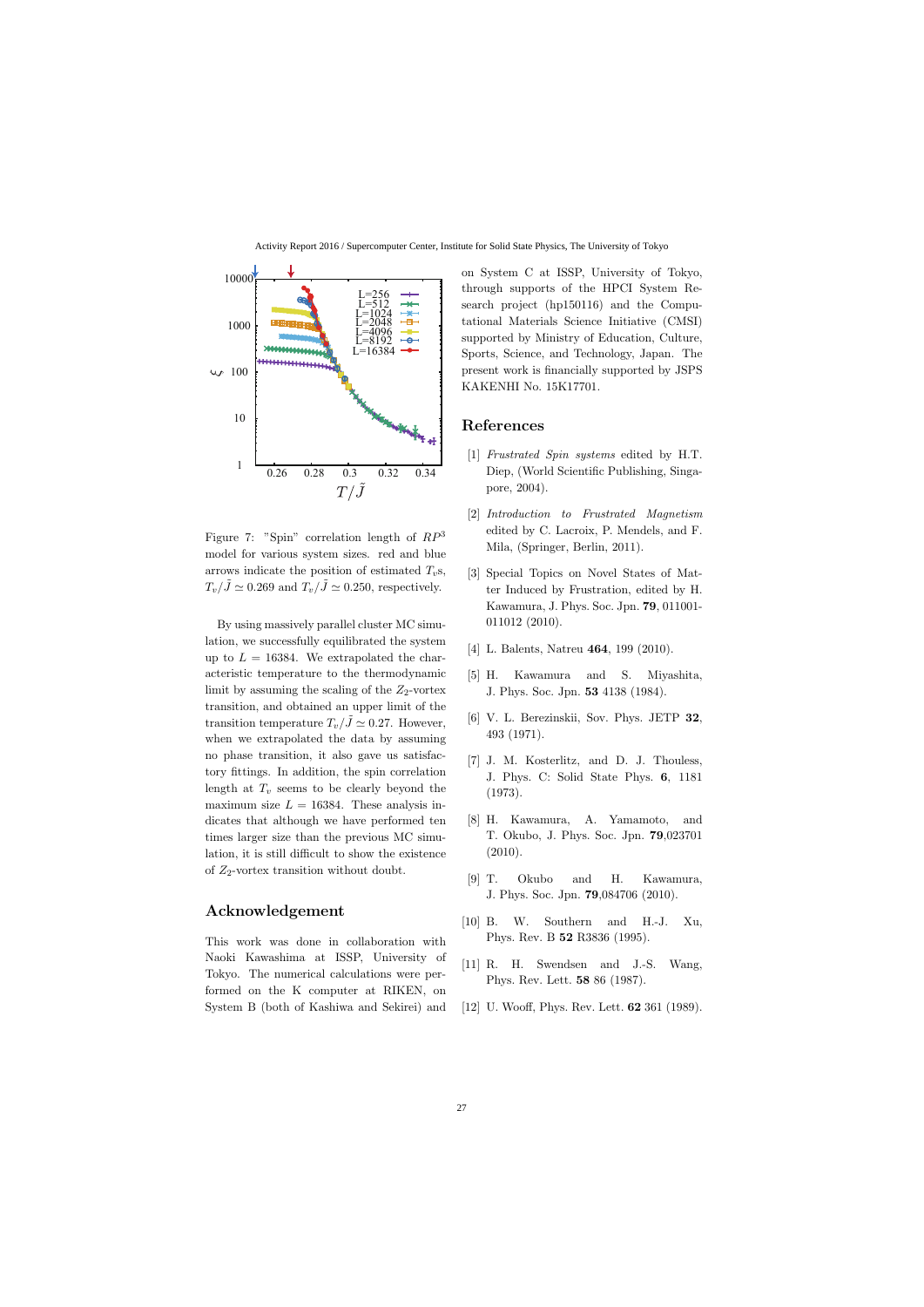Figure 7: "Spin" correlation length of $RP^3$ model for various system sizes. red and blue arrows indicate the position of estimated $T_v$s, $T_v/\tilde{J} \simeq 0.269$ and $T_v/\tilde{J} \simeq 0.250$, respectively.

By using massively parallel cluster MC simulation, we successfully equilibrated the system up to $L = 16384$. We extrapolated the characteristic temperature to the thermodynamic limit by assuming the scaling of the $Z_2$-vortex transition, and obtained an upper limit of the transition temperature $T_v/\tilde{J} \simeq 0.27$. However, when we extrapolated the data by assuming no phase transition, it also gave us satisfactory fittings. In addition, the spin correlation length at $T_v$ seems to be clearly beyond the maximum size $L = 16384$. These analysis indicates that although we have performed ten times larger size than the previous MC simulation, it is still difficult to show the existence of $Z_2$-vortex transition without doubt.

## Acknowledgement

This work was done in collaboration with Naoki Kawashima at ISSP, University of Tokyo. The numerical calculations were performed on the K computer at RIKEN, on System B (both of Kashiwa and Sekirei) and on System C at ISSP, University of Tokyo, through supports of the HPCI System Research project (hp150116) and the Computational Materials Science Initiative (CMSI) supported by Ministry of Education, Culture, Sports, Science, and Technology, Japan. The present work is financially supported by JSPS KAKENHI No. 15K17701.

## References

[1] *Frustrated Spin systems* edited by H.T. Diep, (World Scientific Publishing, Singapore, 2004).

[2] *Introduction to Frustrated Magnetism* edited by C. Lacroix, P. Mendels, and F. Mila, (Springer, Berlin, 2011).

[3] Special Topics on Novel States of Matter Induced by Frustration, edited by H. Kawamura, J. Phys. Soc. Jpn. **79**, 011001-011012 (2010).

[4] L. Balents, Natreu **464**, 199 (2010).

[5] H. Kawamura and S. Miyashita, J. Phys. Soc. Jpn. **53** 4138 (1984).

[6] V. L. Berezinskii, Sov. Phys. JETP **32**, 493 (1971).

[7] J. M. Kosterlitz, and D. J. Thouless, J. Phys. C: Solid State Phys. **6**, 1181 (1973).

[8] H. Kawamura, A. Yamamoto, and T. Okubo, J. Phys. Soc. Jpn. **79**,023701 (2010).

[9] T. Okubo and H. Kawamura, J. Phys. Soc. Jpn. **79**,084706 (2010).

[10] B. W. Southern and H.-J. Xu, Phys. Rev. B **52** R3836 (1995).

[11] R. H. Swendsen and J.-S. Wang, Phys. Rev. Lett. **58** 86 (1987).

[12] U. Wooff, Phys. Rev. Lett. **62** 361 (1989).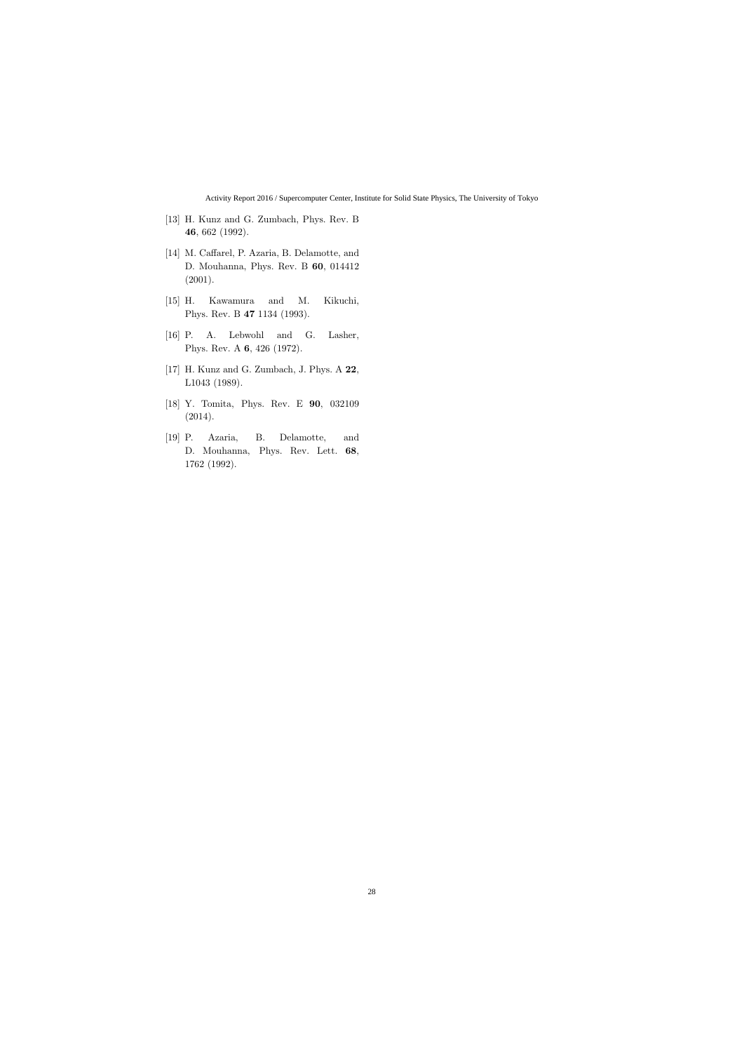[13] H. Kunz and G. Zumbach, Phys. Rev. B **46**, 662 (1992).

[14] M. Caffarel, P. Azaria, B. Delamotte, and D. Mouhanna, Phys. Rev. B **60**, 014412 (2001).

[15] H. Kawamura and M. Kikuchi, Phys. Rev. B **47** 1134 (1993).

[16] P. A. Lebwohl and G. Lasher, Phys. Rev. A **6**, 426 (1972).

[17] H. Kunz and G. Zumbach, J. Phys. A **22**, L1043 (1989).

[18] Y. Tomita, Phys. Rev. E **90**, 032109 (2014).

[19] P. Azaria, B. Delamotte, and D. Mouhanna, Phys. Rev. Lett. **68**, 1762 (1992).